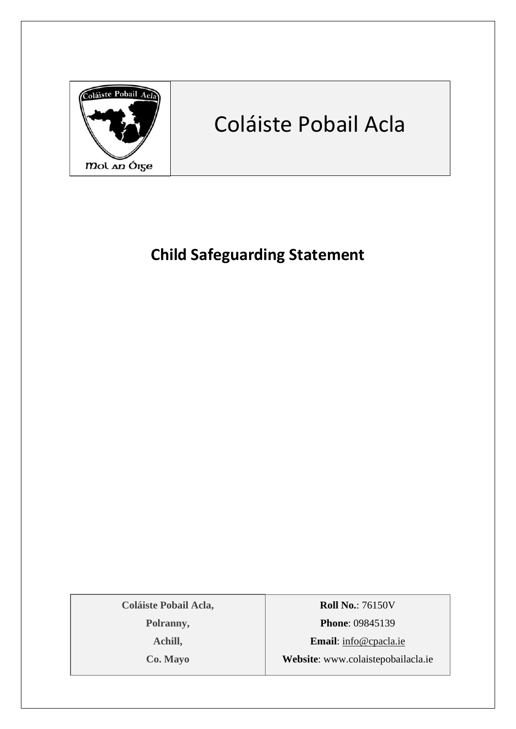# Coláiste Pobail Acla

## Child Safeguarding Statement

| Coláiste Pobail Acla, Polranny, Achill, Co. Mayo | **Roll No.**: 76150V<br>**Phone**: 09845139<br>**Email**: info@cpacla.ie<br>**Website**: www.colaistepobailacla.ie |
|---|---|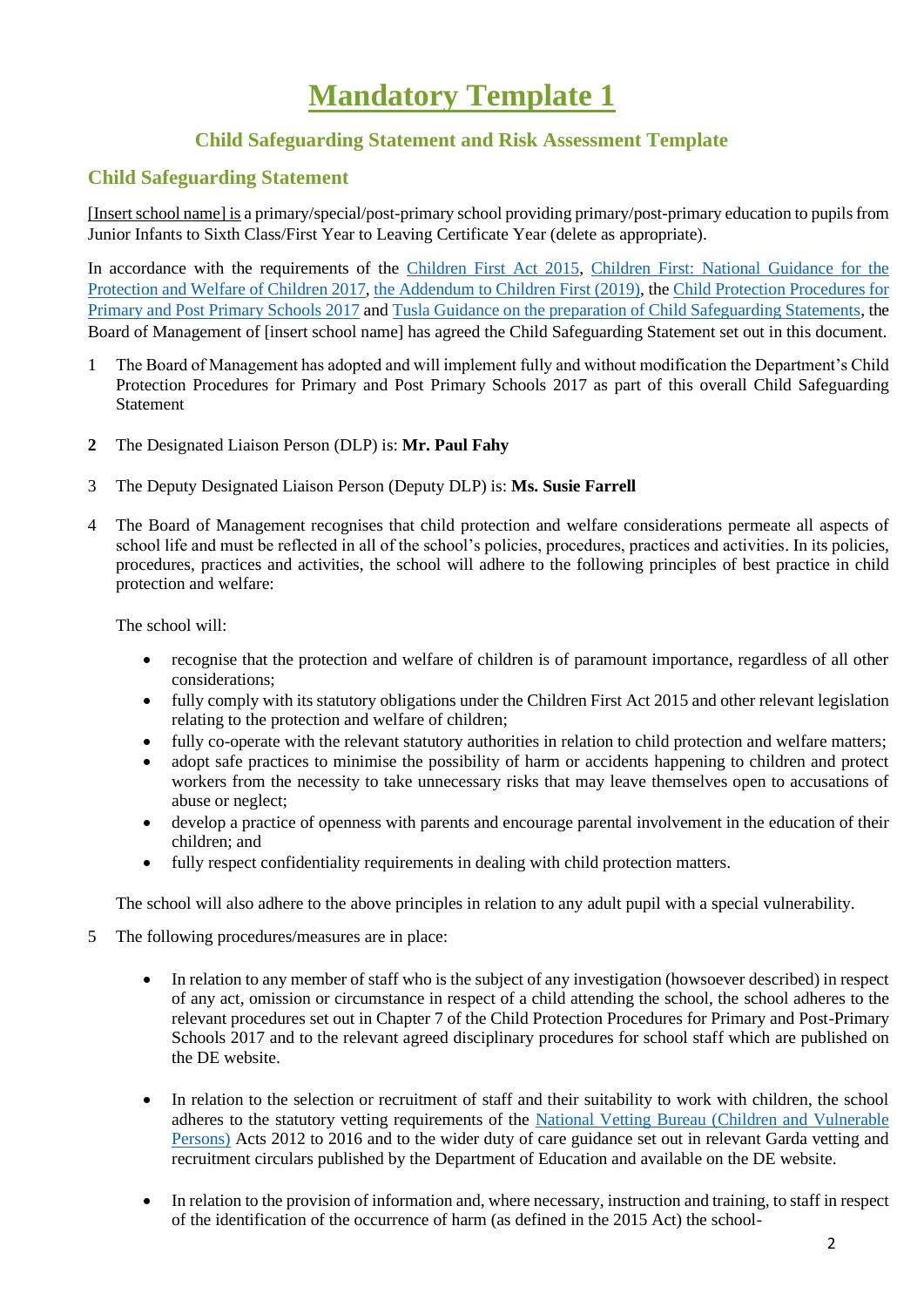# Mandatory Template 1

## Child Safeguarding Statement and Risk Assessment Template

### Child Safeguarding Statement

[Insert school name] is a primary/special/post-primary school providing primary/post-primary education to pupils from Junior Infants to Sixth Class/First Year to Leaving Certificate Year (delete as appropriate).

In accordance with the requirements of the Children First Act 2015, Children First: National Guidance for the Protection and Welfare of Children 2017, the Addendum to Children First (2019), the Child Protection Procedures for Primary and Post Primary Schools 2017 and Tusla Guidance on the preparation of Child Safeguarding Statements, the Board of Management of [insert school name] has agreed the Child Safeguarding Statement set out in this document.

1. The Board of Management has adopted and will implement fully and without modification the Department's Child Protection Procedures for Primary and Post Primary Schools 2017 as part of this overall Child Safeguarding Statement

2. The Designated Liaison Person (DLP) is: **Mr. Paul Fahy**

3. The Deputy Designated Liaison Person (Deputy DLP) is: **Ms. Susie Farrell**

4. The Board of Management recognises that child protection and welfare considerations permeate all aspects of school life and must be reflected in all of the school's policies, procedures, practices and activities. In its policies, procedures, practices and activities, the school will adhere to the following principles of best practice in child protection and welfare:

   The school will:

   - recognise that the protection and welfare of children is of paramount importance, regardless of all other considerations;
   - fully comply with its statutory obligations under the Children First Act 2015 and other relevant legislation relating to the protection and welfare of children;
   - fully co-operate with the relevant statutory authorities in relation to child protection and welfare matters;
   - adopt safe practices to minimise the possibility of harm or accidents happening to children and protect workers from the necessity to take unnecessary risks that may leave themselves open to accusations of abuse or neglect;
   - develop a practice of openness with parents and encourage parental involvement in the education of their children; and
   - fully respect confidentiality requirements in dealing with child protection matters.

   The school will also adhere to the above principles in relation to any adult pupil with a special vulnerability.

5. The following procedures/measures are in place:

   - In relation to any member of staff who is the subject of any investigation (howsoever described) in respect of any act, omission or circumstance in respect of a child attending the school, the school adheres to the relevant procedures set out in Chapter 7 of the Child Protection Procedures for Primary and Post-Primary Schools 2017 and to the relevant agreed disciplinary procedures for school staff which are published on the DE website.

   - In relation to the selection or recruitment of staff and their suitability to work with children, the school adheres to the statutory vetting requirements of the National Vetting Bureau (Children and Vulnerable Persons) Acts 2012 to 2016 and to the wider duty of care guidance set out in relevant Garda vetting and recruitment circulars published by the Department of Education and available on the DE website.

   - In relation to the provision of information and, where necessary, instruction and training, to staff in respect of the identification of the occurrence of harm (as defined in the 2015 Act) the school-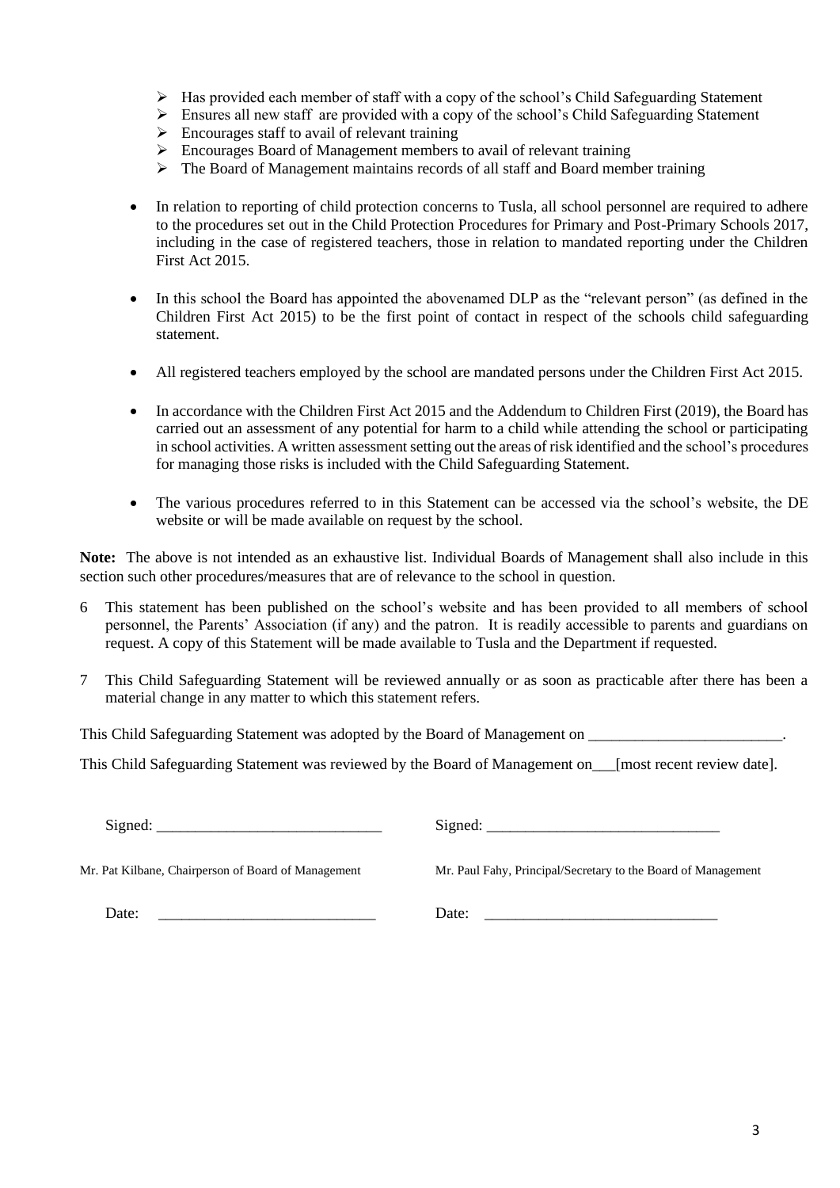- Has provided each member of staff with a copy of the school's Child Safeguarding Statement
- Ensures all new staff are provided with a copy of the school's Child Safeguarding Statement
- Encourages staff to avail of relevant training
- Encourages Board of Management members to avail of relevant training
- The Board of Management maintains records of all staff and Board member training

- In relation to reporting of child protection concerns to Tusla, all school personnel are required to adhere to the procedures set out in the Child Protection Procedures for Primary and Post-Primary Schools 2017, including in the case of registered teachers, those in relation to mandated reporting under the Children First Act 2015.

- In this school the Board has appointed the abovenamed DLP as the "relevant person" (as defined in the Children First Act 2015) to be the first point of contact in respect of the schools child safeguarding statement.

- All registered teachers employed by the school are mandated persons under the Children First Act 2015.

- In accordance with the Children First Act 2015 and the Addendum to Children First (2019), the Board has carried out an assessment of any potential for harm to a child while attending the school or participating in school activities. A written assessment setting out the areas of risk identified and the school's procedures for managing those risks is included with the Child Safeguarding Statement.

- The various procedures referred to in this Statement can be accessed via the school's website, the DE website or will be made available on request by the school.

**Note:** The above is not intended as an exhaustive list. Individual Boards of Management shall also include in this section such other procedures/measures that are of relevance to the school in question.

6 This statement has been published on the school's website and has been provided to all members of school personnel, the Parents' Association (if any) and the patron. It is readily accessible to parents and guardians on request. A copy of this Statement will be made available to Tusla and the Department if requested.

7 This Child Safeguarding Statement will be reviewed annually or as soon as practicable after there has been a material change in any matter to which this statement refers.

This Child Safeguarding Statement was adopted by the Board of Management on ________________________.

This Child Safeguarding Statement was reviewed by the Board of Management on___[most recent review date].

Signed: ____________________________

Mr. Pat Kilbane, Chairperson of Board of Management

Date: ____________________________

Signed: ____________________________

Mr. Paul Fahy, Principal/Secretary to the Board of Management

Date: ____________________________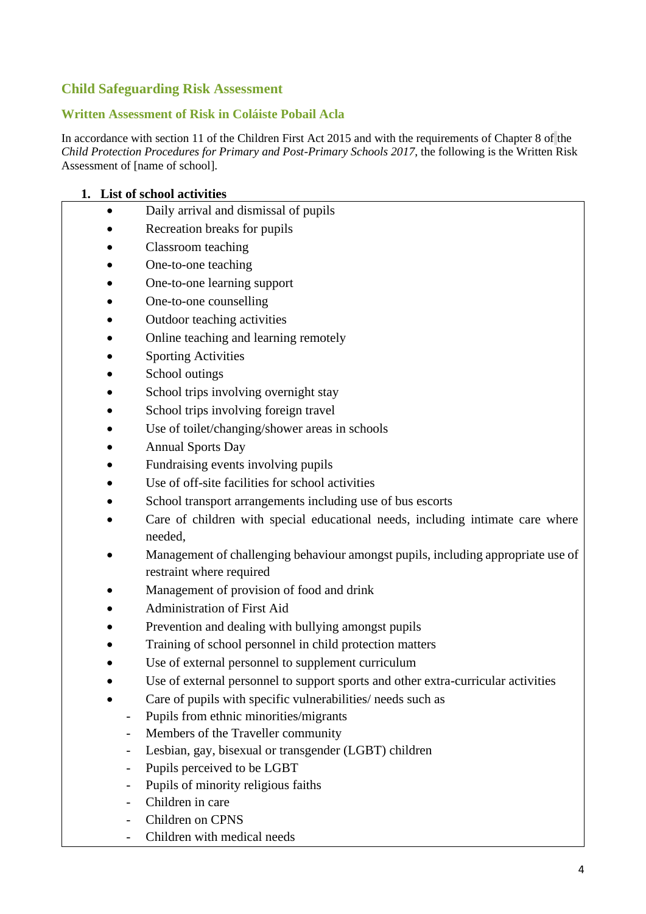## Child Safeguarding Risk Assessment

### Written Assessment of Risk in Coláiste Pobail Acla

In accordance with section 11 of the Children First Act 2015 and with the requirements of Chapter 8 of the *Child Protection Procedures for Primary and Post-Primary Schools 2017*, the following is the Written Risk Assessment of [name of school].

**1. List of school activities**

- Daily arrival and dismissal of pupils
- Recreation breaks for pupils
- Classroom teaching
- One-to-one teaching
- One-to-one learning support
- One-to-one counselling
- Outdoor teaching activities
- Online teaching and learning remotely
- Sporting Activities
- School outings
- School trips involving overnight stay
- School trips involving foreign travel
- Use of toilet/changing/shower areas in schools
- Annual Sports Day
- Fundraising events involving pupils
- Use of off-site facilities for school activities
- School transport arrangements including use of bus escorts
- Care of children with special educational needs, including intimate care where needed,
- Management of challenging behaviour amongst pupils, including appropriate use of restraint where required
- Management of provision of food and drink
- Administration of First Aid
- Prevention and dealing with bullying amongst pupils
- Training of school personnel in child protection matters
- Use of external personnel to supplement curriculum
- Use of external personnel to support sports and other extra-curricular activities
- Care of pupils with specific vulnerabilities/ needs such as
    - Pupils from ethnic minorities/migrants
    - Members of the Traveller community
    - Lesbian, gay, bisexual or transgender (LGBT) children
    - Pupils perceived to be LGBT
    - Pupils of minority religious faiths
    - Children in care
    - Children on CPNS
    - Children with medical needs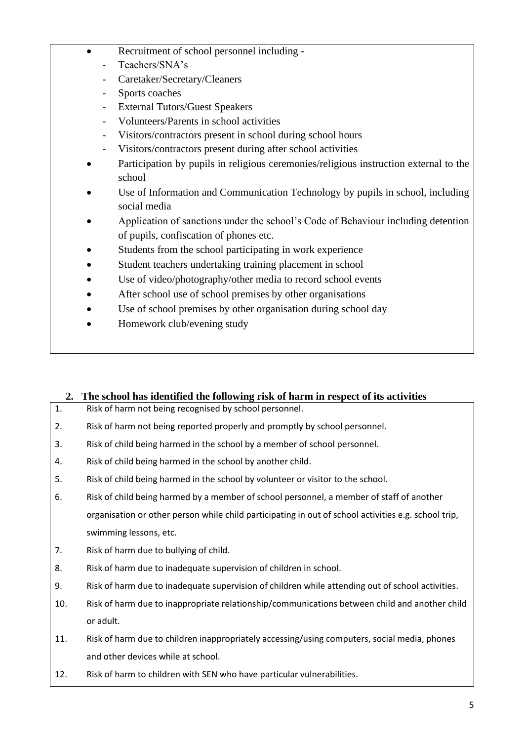- Recruitment of school personnel including -
  - Teachers/SNA's
  - Caretaker/Secretary/Cleaners
  - Sports coaches
  - External Tutors/Guest Speakers
  - Volunteers/Parents in school activities
  - Visitors/contractors present in school during school hours
  - Visitors/contractors present during after school activities
- Participation by pupils in religious ceremonies/religious instruction external to the school
- Use of Information and Communication Technology by pupils in school, including social media
- Application of sanctions under the school's Code of Behaviour including detention of pupils, confiscation of phones etc.
- Students from the school participating in work experience
- Student teachers undertaking training placement in school
- Use of video/photography/other media to record school events
- After school use of school premises by other organisations
- Use of school premises by other organisation during school day
- Homework club/evening study

## 2. The school has identified the following risk of harm in respect of its activities

1. Risk of harm not being recognised by school personnel.
2. Risk of harm not being reported properly and promptly by school personnel.
3. Risk of child being harmed in the school by a member of school personnel.
4. Risk of child being harmed in the school by another child.
5. Risk of child being harmed in the school by volunteer or visitor to the school.
6. Risk of child being harmed by a member of school personnel, a member of staff of another organisation or other person while child participating in out of school activities e.g. school trip, swimming lessons, etc.
7. Risk of harm due to bullying of child.
8. Risk of harm due to inadequate supervision of children in school.
9. Risk of harm due to inadequate supervision of children while attending out of school activities.
10. Risk of harm due to inappropriate relationship/communications between child and another child or adult.
11. Risk of harm due to children inappropriately accessing/using computers, social media, phones and other devices while at school.
12. Risk of harm to children with SEN who have particular vulnerabilities.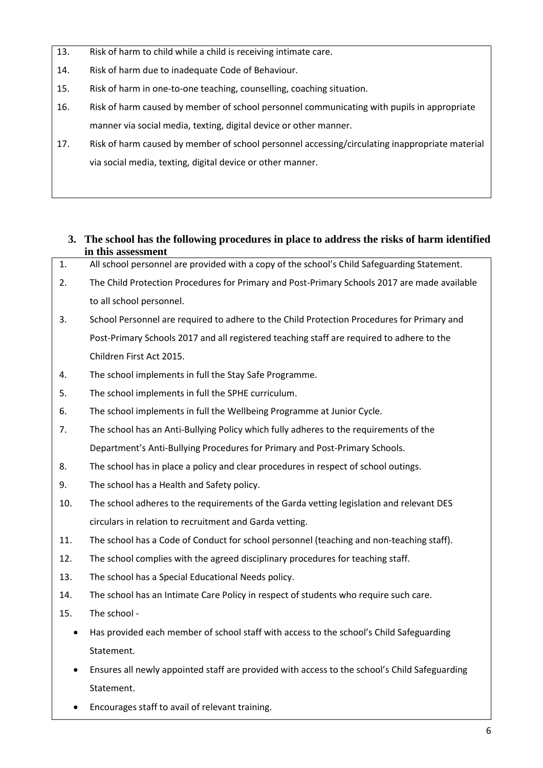13. Risk of harm to child while a child is receiving intimate care.
14. Risk of harm due to inadequate Code of Behaviour.
15. Risk of harm in one-to-one teaching, counselling, coaching situation.
16. Risk of harm caused by member of school personnel communicating with pupils in appropriate manner via social media, texting, digital device or other manner.
17. Risk of harm caused by member of school personnel accessing/circulating inappropriate material via social media, texting, digital device or other manner.

### 3. The school has the following procedures in place to address the risks of harm identified in this assessment

1. All school personnel are provided with a copy of the school's Child Safeguarding Statement.
2. The Child Protection Procedures for Primary and Post-Primary Schools 2017 are made available to all school personnel.
3. School Personnel are required to adhere to the Child Protection Procedures for Primary and Post-Primary Schools 2017 and all registered teaching staff are required to adhere to the Children First Act 2015.
4. The school implements in full the Stay Safe Programme.
5. The school implements in full the SPHE curriculum.
6. The school implements in full the Wellbeing Programme at Junior Cycle.
7. The school has an Anti-Bullying Policy which fully adheres to the requirements of the Department's Anti-Bullying Procedures for Primary and Post-Primary Schools.
8. The school has in place a policy and clear procedures in respect of school outings.
9. The school has a Health and Safety policy.
10. The school adheres to the requirements of the Garda vetting legislation and relevant DES circulars in relation to recruitment and Garda vetting.
11. The school has a Code of Conduct for school personnel (teaching and non-teaching staff).
12. The school complies with the agreed disciplinary procedures for teaching staff.
13. The school has a Special Educational Needs policy.
14. The school has an Intimate Care Policy in respect of students who require such care.
15. The school -
    - Has provided each member of school staff with access to the school's Child Safeguarding Statement.
    - Ensures all newly appointed staff are provided with access to the school's Child Safeguarding Statement.
    - Encourages staff to avail of relevant training.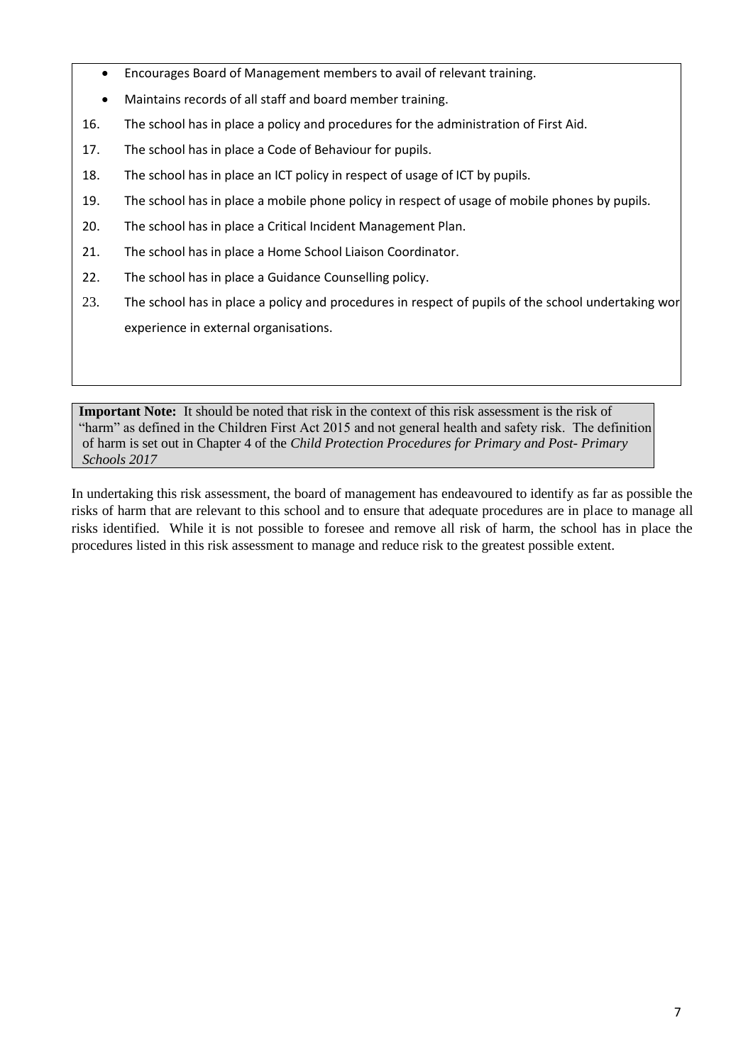- Encourages Board of Management members to avail of relevant training.
- Maintains records of all staff and board member training.

16. The school has in place a policy and procedures for the administration of First Aid.
17. The school has in place a Code of Behaviour for pupils.
18. The school has in place an ICT policy in respect of usage of ICT by pupils.
19. The school has in place a mobile phone policy in respect of usage of mobile phones by pupils.
20. The school has in place a Critical Incident Management Plan.
21. The school has in place a Home School Liaison Coordinator.
22. The school has in place a Guidance Counselling policy.
23. The school has in place a policy and procedures in respect of pupils of the school undertaking wor experience in external organisations.

**Important Note:** It should be noted that risk in the context of this risk assessment is the risk of "harm" as defined in the Children First Act 2015 and not general health and safety risk. The definition of harm is set out in Chapter 4 of the *Child Protection Procedures for Primary and Post- Primary Schools 2017*

In undertaking this risk assessment, the board of management has endeavoured to identify as far as possible the risks of harm that are relevant to this school and to ensure that adequate procedures are in place to manage all risks identified. While it is not possible to foresee and remove all risk of harm, the school has in place the procedures listed in this risk assessment to manage and reduce risk to the greatest possible extent.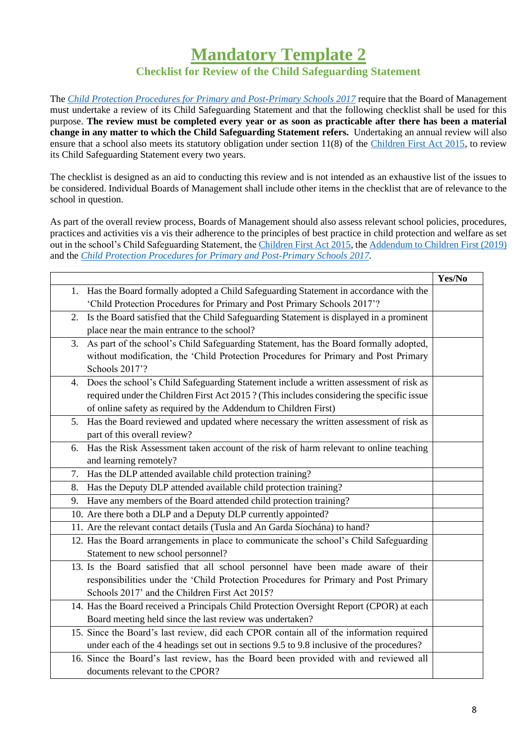# Mandatory Template 2

## Checklist for Review of the Child Safeguarding Statement

The *Child Protection Procedures for Primary and Post-Primary Schools 2017* require that the Board of Management must undertake a review of its Child Safeguarding Statement and that the following checklist shall be used for this purpose. **The review must be completed every year or as soon as practicable after there has been a material change in any matter to which the Child Safeguarding Statement refers.** Undertaking an annual review will also ensure that a school also meets its statutory obligation under section 11(8) of the Children First Act 2015, to review its Child Safeguarding Statement every two years.

The checklist is designed as an aid to conducting this review and is not intended as an exhaustive list of the issues to be considered. Individual Boards of Management shall include other items in the checklist that are of relevance to the school in question.

As part of the overall review process, Boards of Management should also assess relevant school policies, procedures, practices and activities vis a vis their adherence to the principles of best practice in child protection and welfare as set out in the school's Child Safeguarding Statement, the Children First Act 2015, the Addendum to Children First (2019) and the *Child Protection Procedures for Primary and Post-Primary Schools 2017*.

| | Yes/No |
|---|---|
| 1. Has the Board formally adopted a Child Safeguarding Statement in accordance with the 'Child Protection Procedures for Primary and Post Primary Schools 2017'? | |
| 2. Is the Board satisfied that the Child Safeguarding Statement is displayed in a prominent place near the main entrance to the school? | |
| 3. As part of the school's Child Safeguarding Statement, has the Board formally adopted, without modification, the 'Child Protection Procedures for Primary and Post Primary Schools 2017'? | |
| 4. Does the school's Child Safeguarding Statement include a written assessment of risk as required under the Children First Act 2015 ? (This includes considering the specific issue of online safety as required by the Addendum to Children First) | |
| 5. Has the Board reviewed and updated where necessary the written assessment of risk as part of this overall review? | |
| 6. Has the Risk Assessment taken account of the risk of harm relevant to online teaching and learning remotely? | |
| 7. Has the DLP attended available child protection training? | |
| 8. Has the Deputy DLP attended available child protection training? | |
| 9. Have any members of the Board attended child protection training? | |
| 10. Are there both a DLP and a Deputy DLP currently appointed? | |
| 11. Are the relevant contact details (Tusla and An Garda Síochána) to hand? | |
| 12. Has the Board arrangements in place to communicate the school's Child Safeguarding Statement to new school personnel? | |
| 13. Is the Board satisfied that all school personnel have been made aware of their responsibilities under the 'Child Protection Procedures for Primary and Post Primary Schools 2017' and the Children First Act 2015? | |
| 14. Has the Board received a Principals Child Protection Oversight Report (CPOR) at each Board meeting held since the last review was undertaken? | |
| 15. Since the Board's last review, did each CPOR contain all of the information required under each of the 4 headings set out in sections 9.5 to 9.8 inclusive of the procedures? | |
| 16. Since the Board's last review, has the Board been provided with and reviewed all documents relevant to the CPOR? | |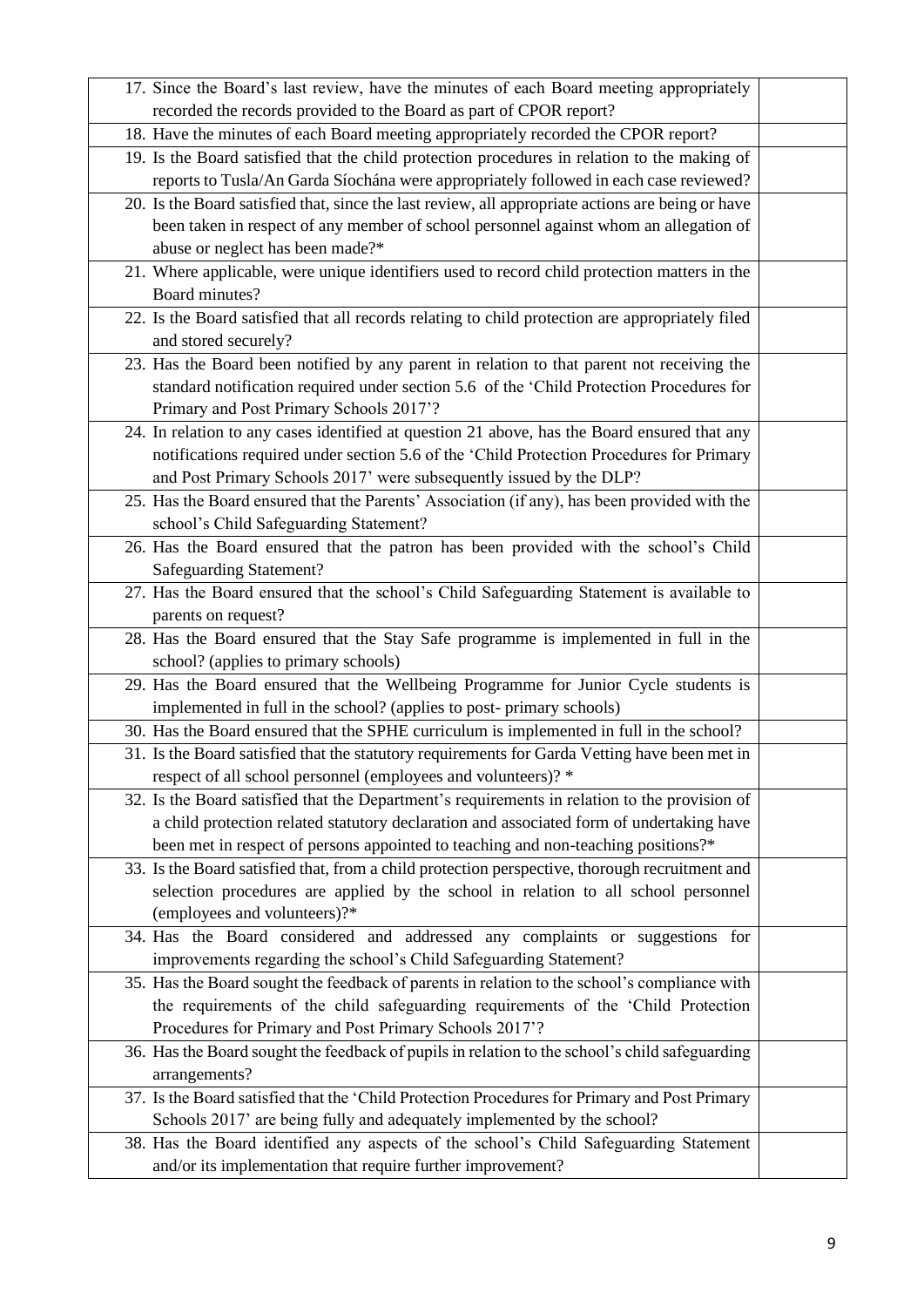| | |
|---|---|
| 17. Since the Board's last review, have the minutes of each Board meeting appropriately recorded the records provided to the Board as part of CPOR report? | |
| 18. Have the minutes of each Board meeting appropriately recorded the CPOR report? | |
| 19. Is the Board satisfied that the child protection procedures in relation to the making of reports to Tusla/An Garda Síochána were appropriately followed in each case reviewed? | |
| 20. Is the Board satisfied that, since the last review, all appropriate actions are being or have been taken in respect of any member of school personnel against whom an allegation of abuse or neglect has been made?* | |
| 21. Where applicable, were unique identifiers used to record child protection matters in the Board minutes? | |
| 22. Is the Board satisfied that all records relating to child protection are appropriately filed and stored securely? | |
| 23. Has the Board been notified by any parent in relation to that parent not receiving the standard notification required under section 5.6 of the 'Child Protection Procedures for Primary and Post Primary Schools 2017'? | |
| 24. In relation to any cases identified at question 21 above, has the Board ensured that any notifications required under section 5.6 of the 'Child Protection Procedures for Primary and Post Primary Schools 2017' were subsequently issued by the DLP? | |
| 25. Has the Board ensured that the Parents' Association (if any), has been provided with the school's Child Safeguarding Statement? | |
| 26. Has the Board ensured that the patron has been provided with the school's Child Safeguarding Statement? | |
| 27. Has the Board ensured that the school's Child Safeguarding Statement is available to parents on request? | |
| 28. Has the Board ensured that the Stay Safe programme is implemented in full in the school? (applies to primary schools) | |
| 29. Has the Board ensured that the Wellbeing Programme for Junior Cycle students is implemented in full in the school? (applies to post- primary schools) | |
| 30. Has the Board ensured that the SPHE curriculum is implemented in full in the school? | |
| 31. Is the Board satisfied that the statutory requirements for Garda Vetting have been met in respect of all school personnel (employees and volunteers)? * | |
| 32. Is the Board satisfied that the Department's requirements in relation to the provision of a child protection related statutory declaration and associated form of undertaking have been met in respect of persons appointed to teaching and non-teaching positions?* | |
| 33. Is the Board satisfied that, from a child protection perspective, thorough recruitment and selection procedures are applied by the school in relation to all school personnel (employees and volunteers)?* | |
| 34. Has the Board considered and addressed any complaints or suggestions for improvements regarding the school's Child Safeguarding Statement? | |
| 35. Has the Board sought the feedback of parents in relation to the school's compliance with the requirements of the child safeguarding requirements of the 'Child Protection Procedures for Primary and Post Primary Schools 2017'? | |
| 36. Has the Board sought the feedback of pupils in relation to the school's child safeguarding arrangements? | |
| 37. Is the Board satisfied that the 'Child Protection Procedures for Primary and Post Primary Schools 2017' are being fully and adequately implemented by the school? | |
| 38. Has the Board identified any aspects of the school's Child Safeguarding Statement and/or its implementation that require further improvement? | |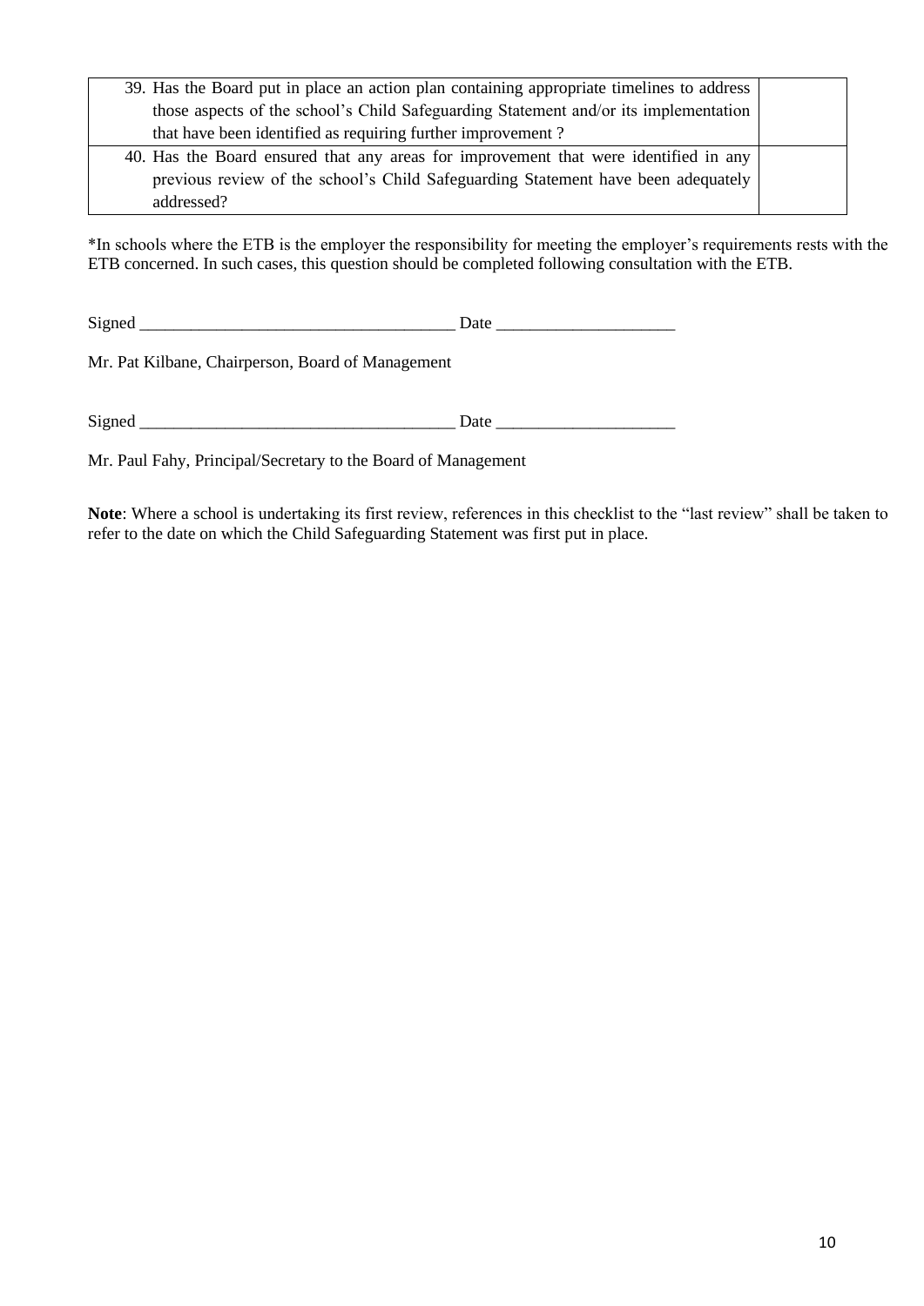| | |
|---|---|
| 39. Has the Board put in place an action plan containing appropriate timelines to address those aspects of the school's Child Safeguarding Statement and/or its implementation that have been identified as requiring further improvement ? | |
| 40. Has the Board ensured that any areas for improvement that were identified in any previous review of the school's Child Safeguarding Statement have been adequately addressed? | |

*In schools where the ETB is the employer the responsibility for meeting the employer's requirements rests with the ETB concerned. In such cases, this question should be completed following consultation with the ETB.

Signed _____________________________________ Date _____________________

Mr. Pat Kilbane, Chairperson, Board of Management

Signed _____________________________________ Date _____________________

Mr. Paul Fahy, Principal/Secretary to the Board of Management

**Note**: Where a school is undertaking its first review, references in this checklist to the "last review" shall be taken to refer to the date on which the Child Safeguarding Statement was first put in place.